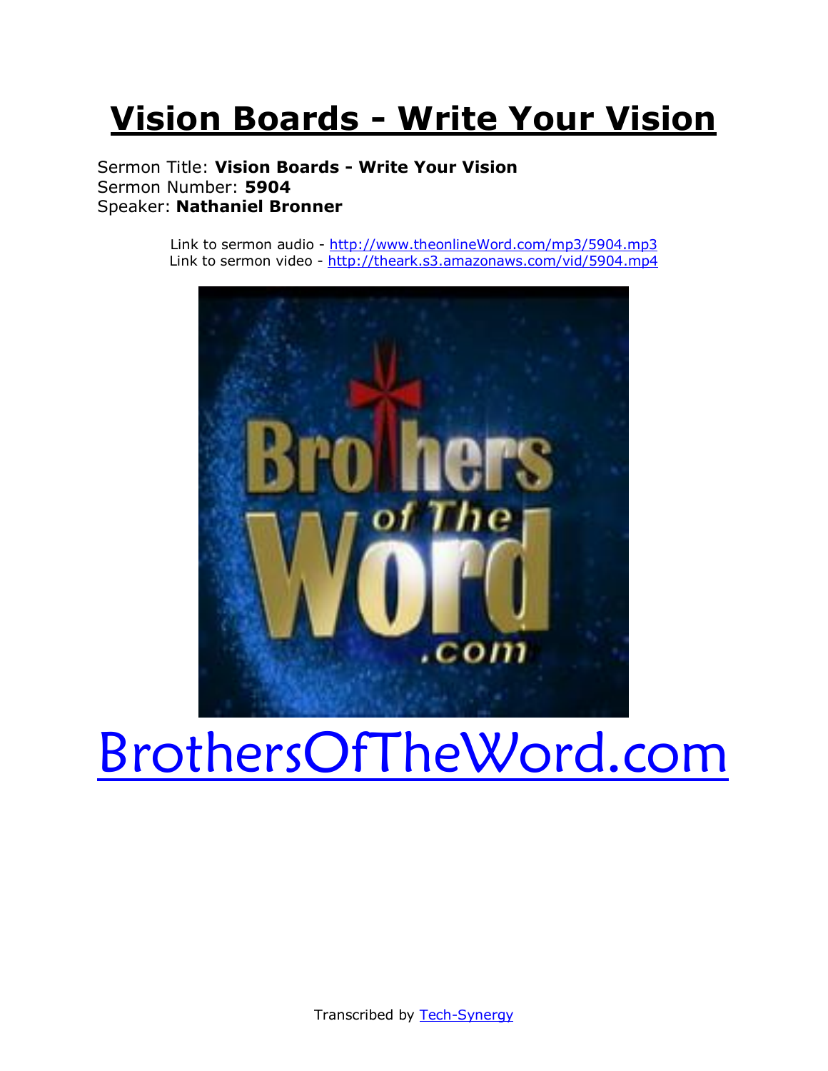# Vision Boards - Write Your Vision

Sermon Title: **Vision Boards - Write Your Vision**
Sermon Number: **5904**
Speaker: **Nathaniel Bronner**

Link to sermon audio - http://www.theonlineWord.com/mp3/5904.mp3
Link to sermon video - http://theark.s3.amazonaws.com/vid/5904.mp4

BrothersOfTheWord.com

Transcribed by Tech-Synergy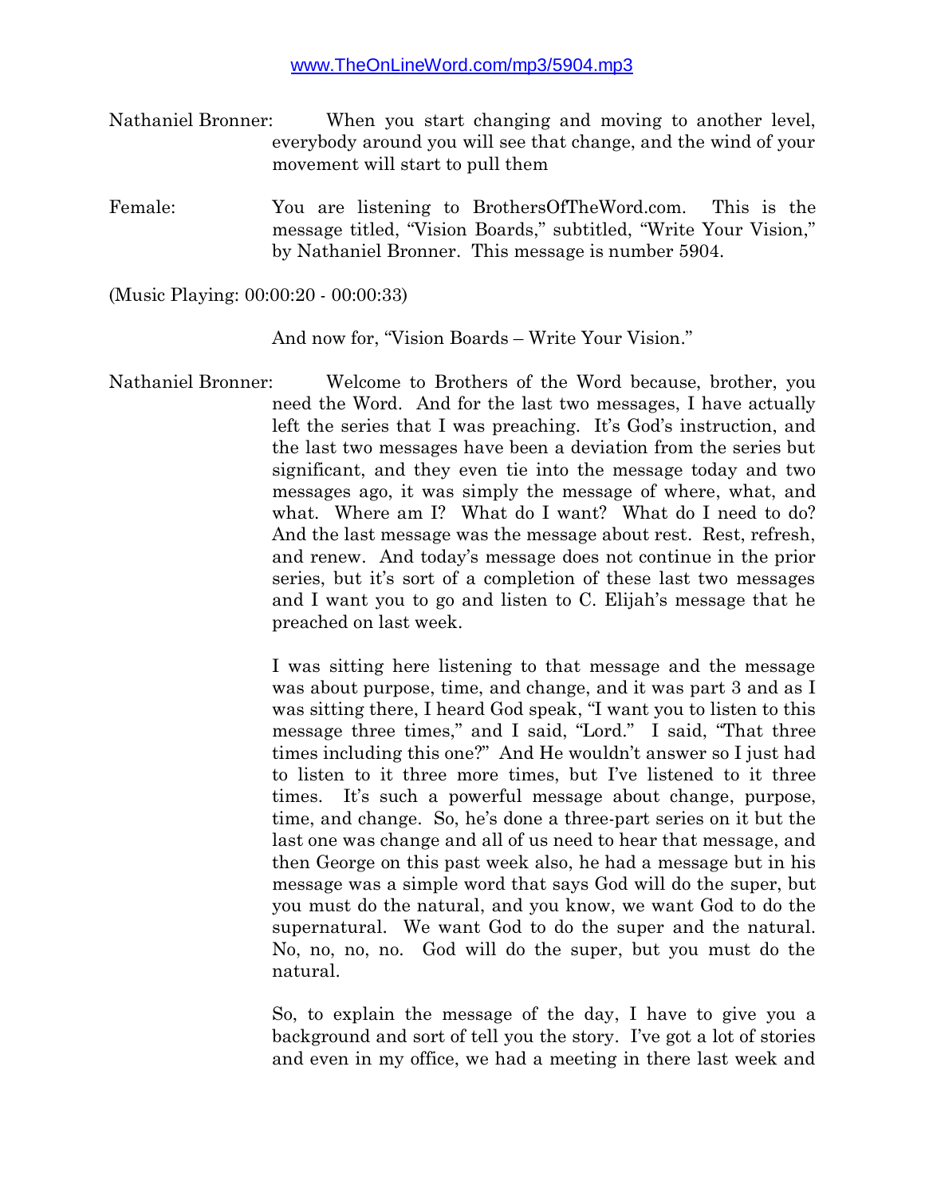www.TheOnLineWord.com/mp3/5904.mp3

Nathaniel Bronner: When you start changing and moving to another level, everybody around you will see that change, and the wind of your movement will start to pull them

Female: You are listening to BrothersOfTheWord.com. This is the message titled, "Vision Boards," subtitled, "Write Your Vision," by Nathaniel Bronner. This message is number 5904.

(Music Playing: 00:00:20 - 00:00:33)

And now for, "Vision Boards – Write Your Vision."

Nathaniel Bronner: Welcome to Brothers of the Word because, brother, you need the Word. And for the last two messages, I have actually left the series that I was preaching. It's God's instruction, and the last two messages have been a deviation from the series but significant, and they even tie into the message today and two messages ago, it was simply the message of where, what, and what. Where am I? What do I want? What do I need to do? And the last message was the message about rest. Rest, refresh, and renew. And today's message does not continue in the prior series, but it's sort of a completion of these last two messages and I want you to go and listen to C. Elijah's message that he preached on last week.

I was sitting here listening to that message and the message was about purpose, time, and change, and it was part 3 and as I was sitting there, I heard God speak, "I want you to listen to this message three times," and I said, "Lord." I said, "That three times including this one?" And He wouldn't answer so I just had to listen to it three more times, but I've listened to it three times. It's such a powerful message about change, purpose, time, and change. So, he's done a three-part series on it but the last one was change and all of us need to hear that message, and then George on this past week also, he had a message but in his message was a simple word that says God will do the super, but you must do the natural, and you know, we want God to do the supernatural. We want God to do the super and the natural. No, no, no, no. God will do the super, but you must do the natural.

So, to explain the message of the day, I have to give you a background and sort of tell you the story. I've got a lot of stories and even in my office, we had a meeting in there last week and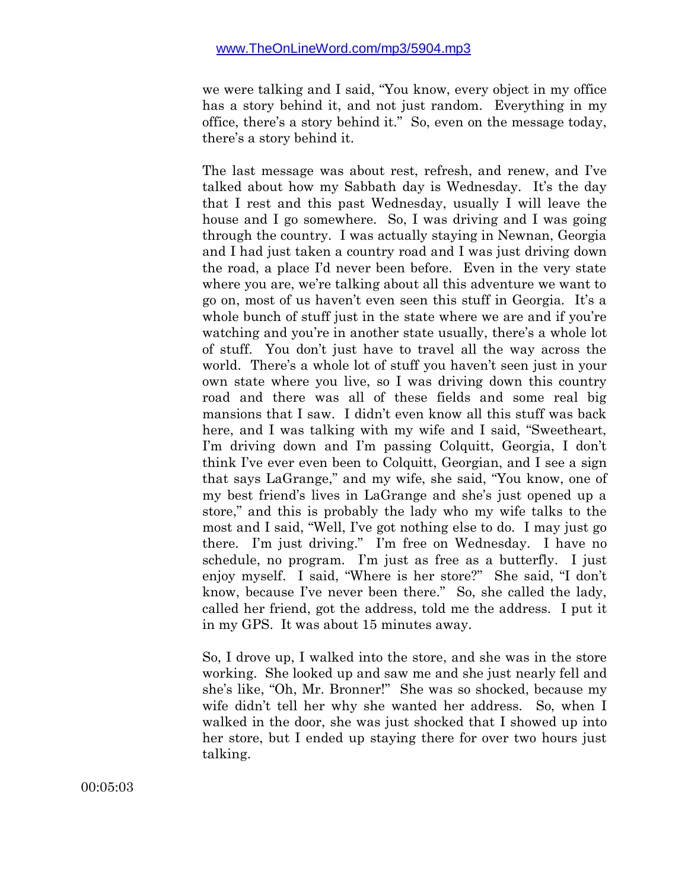we were talking and I said, "You know, every object in my office has a story behind it, and not just random. Everything in my office, there's a story behind it." So, even on the message today, there's a story behind it.

The last message was about rest, refresh, and renew, and I've talked about how my Sabbath day is Wednesday. It's the day that I rest and this past Wednesday, usually I will leave the house and I go somewhere. So, I was driving and I was going through the country. I was actually staying in Newnan, Georgia and I had just taken a country road and I was just driving down the road, a place I'd never been before. Even in the very state where you are, we're talking about all this adventure we want to go on, most of us haven't even seen this stuff in Georgia. It's a whole bunch of stuff just in the state where we are and if you're watching and you're in another state usually, there's a whole lot of stuff. You don't just have to travel all the way across the world. There's a whole lot of stuff you haven't seen just in your own state where you live, so I was driving down this country road and there was all of these fields and some real big mansions that I saw. I didn't even know all this stuff was back here, and I was talking with my wife and I said, "Sweetheart, I'm driving down and I'm passing Colquitt, Georgia, I don't think I've ever even been to Colquitt, Georgian, and I see a sign that says LaGrange," and my wife, she said, "You know, one of my best friend's lives in LaGrange and she's just opened up a store," and this is probably the lady who my wife talks to the most and I said, "Well, I've got nothing else to do. I may just go there. I'm just driving." I'm free on Wednesday. I have no schedule, no program. I'm just as free as a butterfly. I just enjoy myself. I said, "Where is her store?" She said, "I don't know, because I've never been there." So, she called the lady, called her friend, got the address, told me the address. I put it in my GPS. It was about 15 minutes away.

So, I drove up, I walked into the store, and she was in the store working. She looked up and saw me and she just nearly fell and she's like, "Oh, Mr. Bronner!" She was so shocked, because my wife didn't tell her why she wanted her address. So, when I walked in the door, she was just shocked that I showed up into her store, but I ended up staying there for over two hours just talking.

00:05:03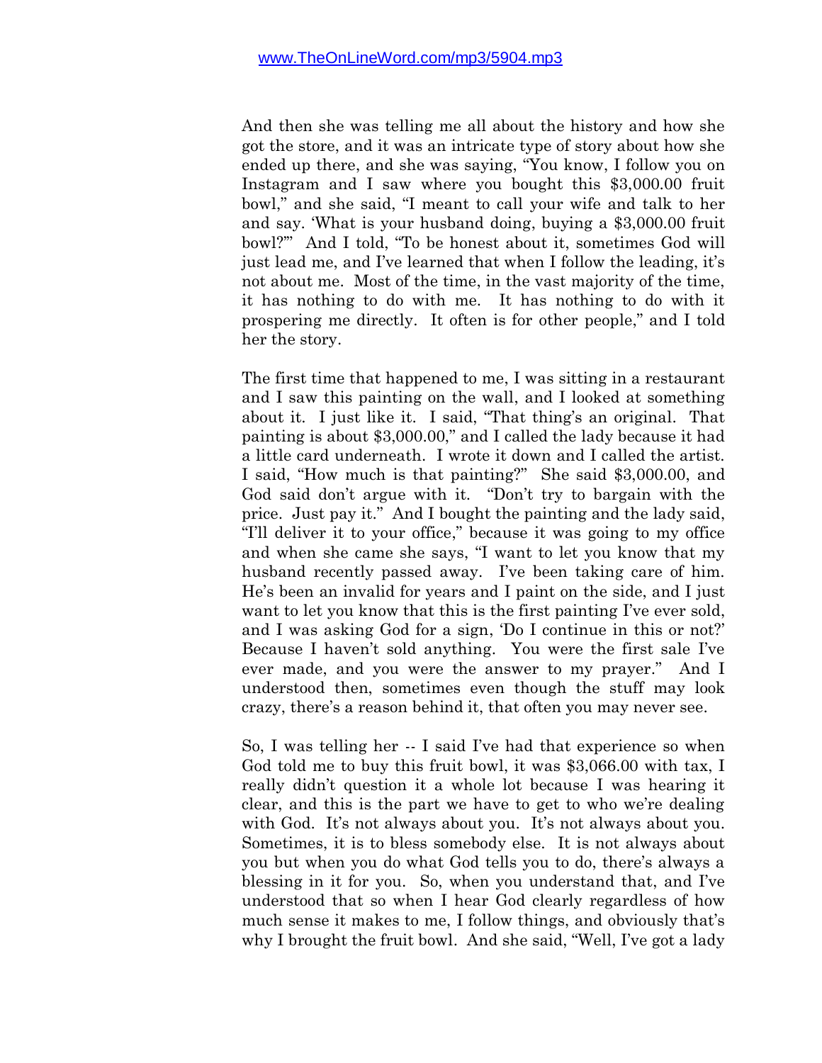And then she was telling me all about the history and how she got the store, and it was an intricate type of story about how she ended up there, and she was saying, “You know, I follow you on Instagram and I saw where you bought this $3,000.00 fruit bowl,” and she said, “I meant to call your wife and talk to her and say. ‘What is your husband doing, buying a $3,000.00 fruit bowl?’” And I told, “To be honest about it, sometimes God will just lead me, and I’ve learned that when I follow the leading, it’s not about me. Most of the time, in the vast majority of the time, it has nothing to do with me. It has nothing to do with it prospering me directly. It often is for other people,” and I told her the story.

The first time that happened to me, I was sitting in a restaurant and I saw this painting on the wall, and I looked at something about it. I just like it. I said, “That thing’s an original. That painting is about $3,000.00,” and I called the lady because it had a little card underneath. I wrote it down and I called the artist. I said, “How much is that painting?” She said $3,000.00, and God said don’t argue with it. “Don’t try to bargain with the price. Just pay it.” And I bought the painting and the lady said, “I’ll deliver it to your office,” because it was going to my office and when she came she says, “I want to let you know that my husband recently passed away. I’ve been taking care of him. He’s been an invalid for years and I paint on the side, and I just want to let you know that this is the first painting I’ve ever sold, and I was asking God for a sign, ‘Do I continue in this or not?’ Because I haven’t sold anything. You were the first sale I’ve ever made, and you were the answer to my prayer.” And I understood then, sometimes even though the stuff may look crazy, there’s a reason behind it, that often you may never see.

So, I was telling her -- I said I’ve had that experience so when God told me to buy this fruit bowl, it was $3,066.00 with tax, I really didn’t question it a whole lot because I was hearing it clear, and this is the part we have to get to who we’re dealing with God. It’s not always about you. It’s not always about you. Sometimes, it is to bless somebody else. It is not always about you but when you do what God tells you to do, there’s always a blessing in it for you. So, when you understand that, and I’ve understood that so when I hear God clearly regardless of how much sense it makes to me, I follow things, and obviously that’s why I brought the fruit bowl. And she said, “Well, I’ve got a lady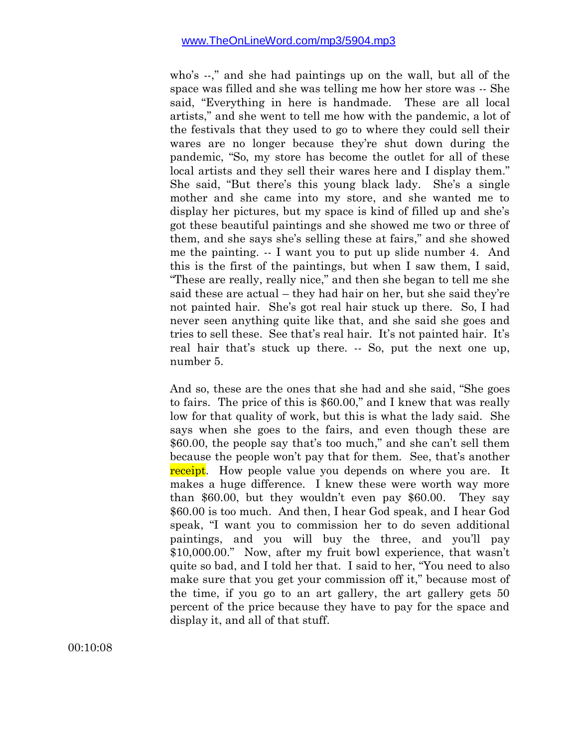who's --," and she had paintings up on the wall, but all of the space was filled and she was telling me how her store was -- She said, "Everything in here is handmade. These are all local artists," and she went to tell me how with the pandemic, a lot of the festivals that they used to go to where they could sell their wares are no longer because they're shut down during the pandemic, "So, my store has become the outlet for all of these local artists and they sell their wares here and I display them." She said, "But there's this young black lady. She's a single mother and she came into my store, and she wanted me to display her pictures, but my space is kind of filled up and she's got these beautiful paintings and she showed me two or three of them, and she says she's selling these at fairs," and she showed me the painting. -- I want you to put up slide number 4. And this is the first of the paintings, but when I saw them, I said, "These are really, really nice," and then she began to tell me she said these are actual – they had hair on her, but she said they're not painted hair. She's got real hair stuck up there. So, I had never seen anything quite like that, and she said she goes and tries to sell these. See that's real hair. It's not painted hair. It's real hair that's stuck up there. -- So, put the next one up, number 5.

And so, these are the ones that she had and she said, "She goes to fairs. The price of this is $60.00," and I knew that was really low for that quality of work, but this is what the lady said. She says when she goes to the fairs, and even though these are $60.00, the people say that's too much," and she can't sell them because the people won't pay that for them. See, that's another receipt. How people value you depends on where you are. It makes a huge difference. I knew these were worth way more than $60.00, but they wouldn't even pay $60.00. They say $60.00 is too much. And then, I hear God speak, and I hear God speak, "I want you to commission her to do seven additional paintings, and you will buy the three, and you'll pay $10,000.00." Now, after my fruit bowl experience, that wasn't quite so bad, and I told her that. I said to her, "You need to also make sure that you get your commission off it," because most of the time, if you go to an art gallery, the art gallery gets 50 percent of the price because they have to pay for the space and display it, and all of that stuff.

00:10:08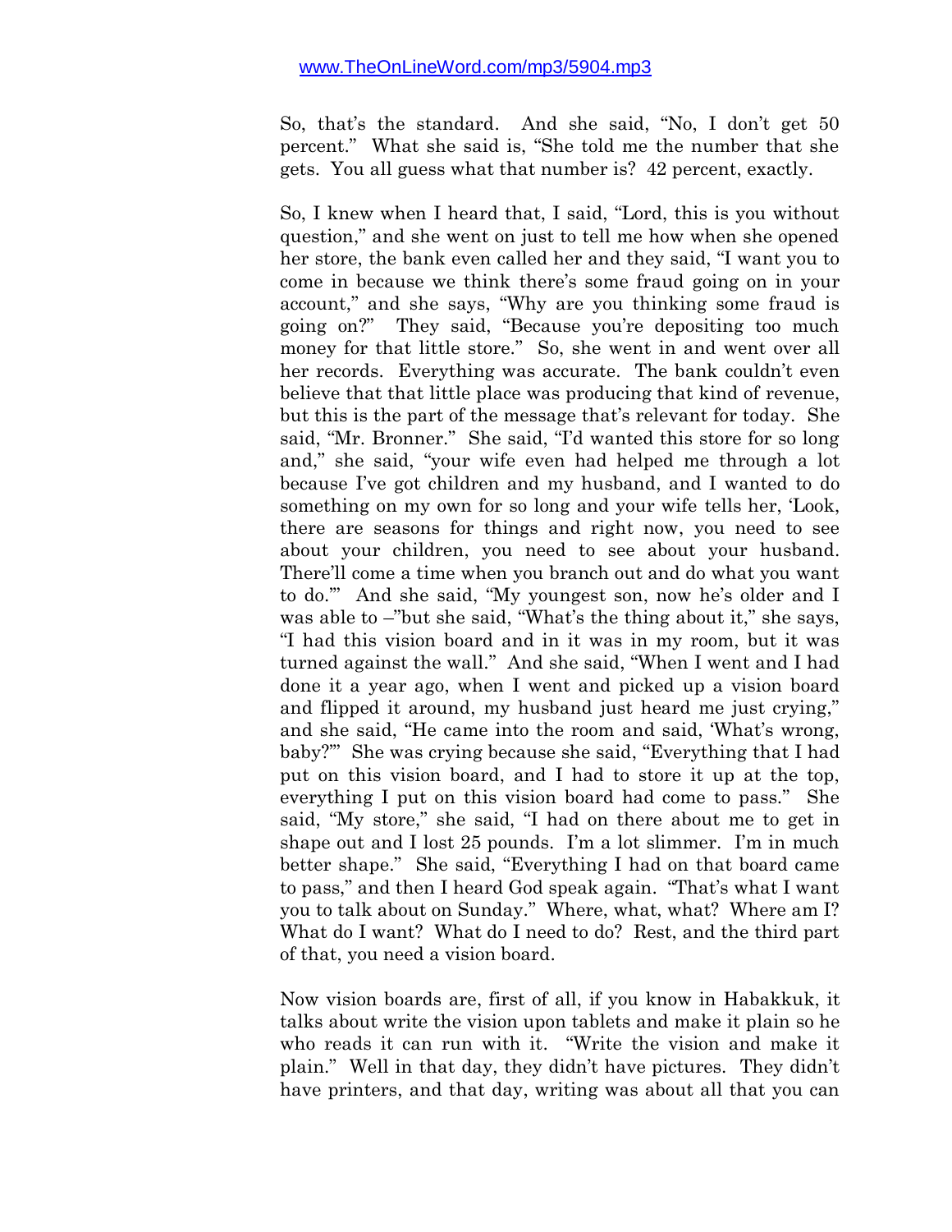So, that's the standard. And she said, "No, I don't get 50 percent." What she said is, "She told me the number that she gets. You all guess what that number is? 42 percent, exactly.

So, I knew when I heard that, I said, "Lord, this is you without question," and she went on just to tell me how when she opened her store, the bank even called her and they said, "I want you to come in because we think there's some fraud going on in your account," and she says, "Why are you thinking some fraud is going on?" They said, "Because you're depositing too much money for that little store." So, she went in and went over all her records. Everything was accurate. The bank couldn't even believe that that little place was producing that kind of revenue, but this is the part of the message that's relevant for today. She said, "Mr. Bronner." She said, "I'd wanted this store for so long and," she said, "your wife even had helped me through a lot because I've got children and my husband, and I wanted to do something on my own for so long and your wife tells her, 'Look, there are seasons for things and right now, you need to see about your children, you need to see about your husband. There'll come a time when you branch out and do what you want to do.'" And she said, "My youngest son, now he's older and I was able to –"but she said, "What's the thing about it," she says, "I had this vision board and in it was in my room, but it was turned against the wall." And she said, "When I went and I had done it a year ago, when I went and picked up a vision board and flipped it around, my husband just heard me just crying," and she said, "He came into the room and said, 'What's wrong, baby?'" She was crying because she said, "Everything that I had put on this vision board, and I had to store it up at the top, everything I put on this vision board had come to pass." She said, "My store," she said, "I had on there about me to get in shape out and I lost 25 pounds. I'm a lot slimmer. I'm in much better shape." She said, "Everything I had on that board came to pass," and then I heard God speak again. "That's what I want you to talk about on Sunday." Where, what, what? Where am I? What do I want? What do I need to do? Rest, and the third part of that, you need a vision board.

Now vision boards are, first of all, if you know in Habakkuk, it talks about write the vision upon tablets and make it plain so he who reads it can run with it. "Write the vision and make it plain." Well in that day, they didn't have pictures. They didn't have printers, and that day, writing was about all that you can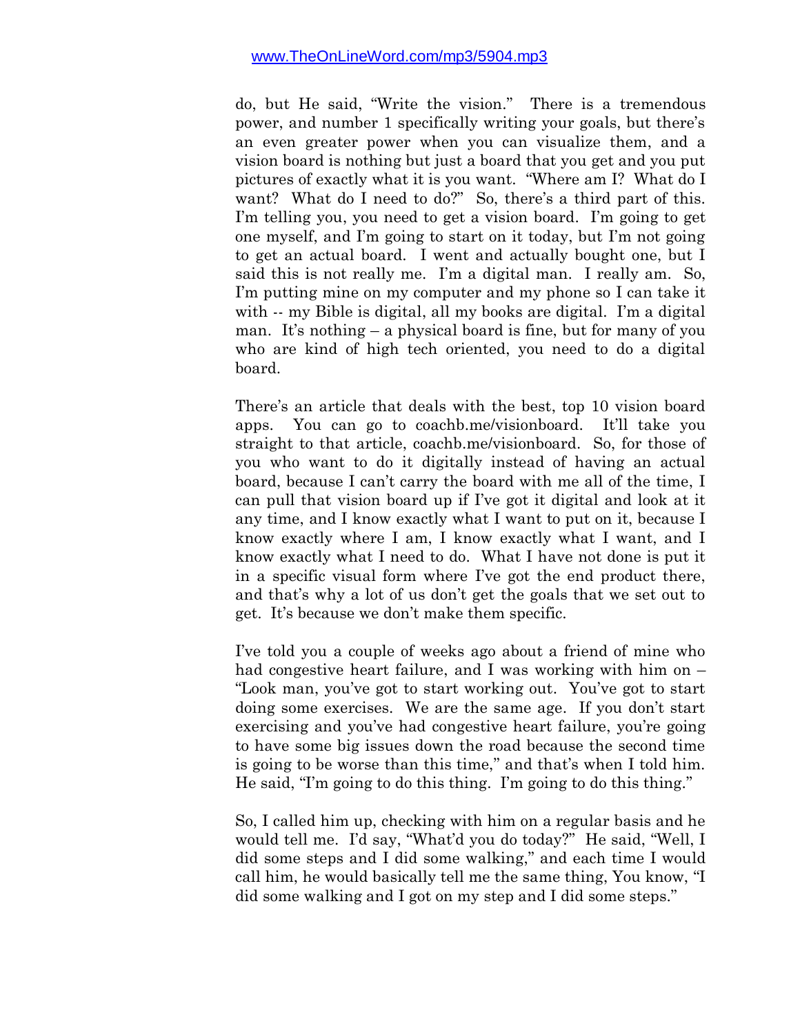do, but He said, "Write the vision." There is a tremendous power, and number 1 specifically writing your goals, but there's an even greater power when you can visualize them, and a vision board is nothing but just a board that you get and you put pictures of exactly what it is you want. "Where am I? What do I want? What do I need to do?" So, there's a third part of this. I'm telling you, you need to get a vision board. I'm going to get one myself, and I'm going to start on it today, but I'm not going to get an actual board. I went and actually bought one, but I said this is not really me. I'm a digital man. I really am. So, I'm putting mine on my computer and my phone so I can take it with -- my Bible is digital, all my books are digital. I'm a digital man. It's nothing – a physical board is fine, but for many of you who are kind of high tech oriented, you need to do a digital board.

There's an article that deals with the best, top 10 vision board apps. You can go to coachb.me/visionboard. It'll take you straight to that article, coachb.me/visionboard. So, for those of you who want to do it digitally instead of having an actual board, because I can't carry the board with me all of the time, I can pull that vision board up if I've got it digital and look at it any time, and I know exactly what I want to put on it, because I know exactly where I am, I know exactly what I want, and I know exactly what I need to do. What I have not done is put it in a specific visual form where I've got the end product there, and that's why a lot of us don't get the goals that we set out to get. It's because we don't make them specific.

I've told you a couple of weeks ago about a friend of mine who had congestive heart failure, and I was working with him on – "Look man, you've got to start working out. You've got to start doing some exercises. We are the same age. If you don't start exercising and you've had congestive heart failure, you're going to have some big issues down the road because the second time is going to be worse than this time," and that's when I told him. He said, "I'm going to do this thing. I'm going to do this thing."

So, I called him up, checking with him on a regular basis and he would tell me. I'd say, "What'd you do today?" He said, "Well, I did some steps and I did some walking," and each time I would call him, he would basically tell me the same thing, You know, "I did some walking and I got on my step and I did some steps."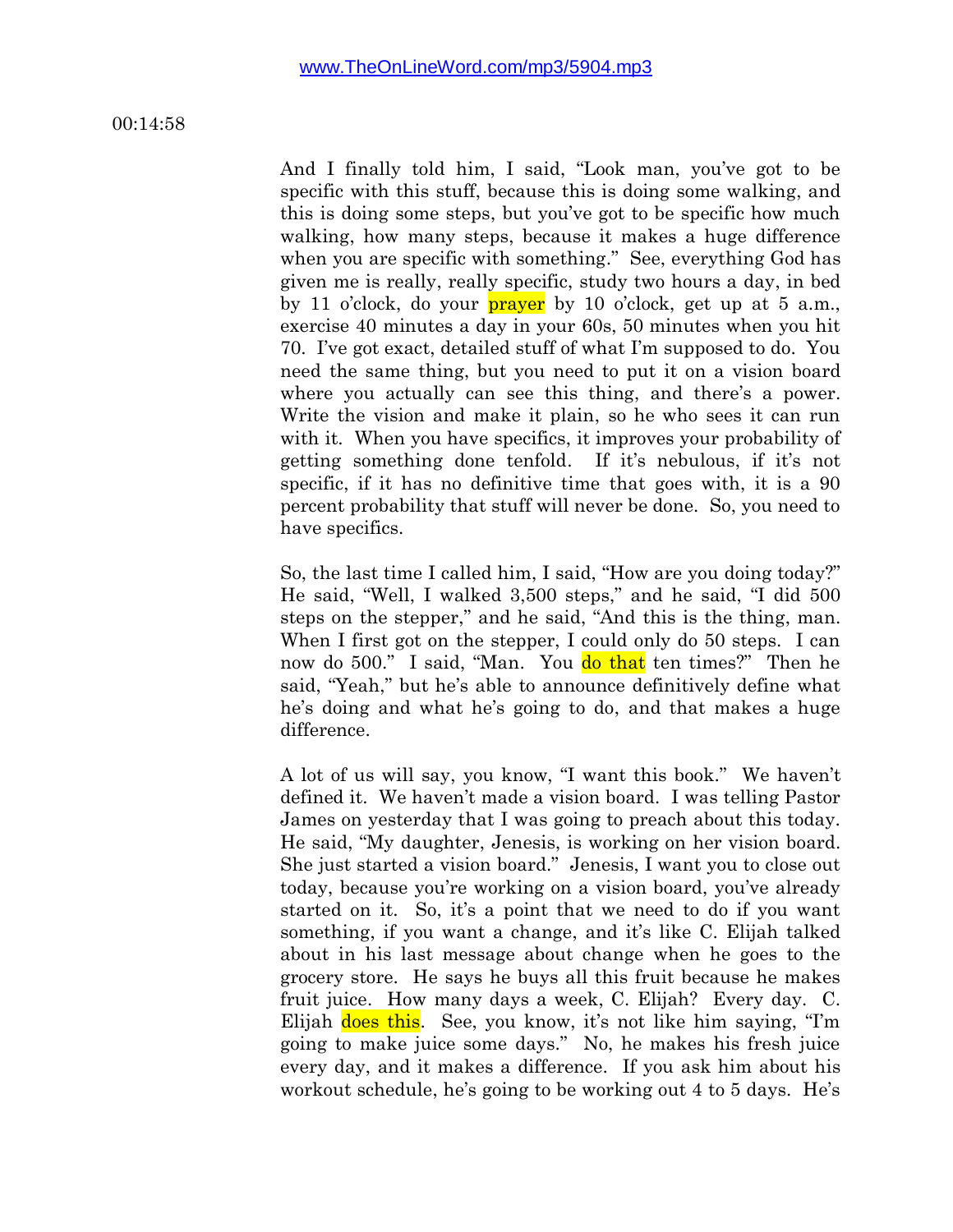www.TheOnLineWord.com/mp3/5904.mp3

00:14:58

And I finally told him, I said, "Look man, you've got to be specific with this stuff, because this is doing some walking, and this is doing some steps, but you've got to be specific how much walking, how many steps, because it makes a huge difference when you are specific with something." See, everything God has given me is really, really specific, study two hours a day, in bed by 11 o'clock, do your prayer by 10 o'clock, get up at 5 a.m., exercise 40 minutes a day in your 60s, 50 minutes when you hit 70. I've got exact, detailed stuff of what I'm supposed to do. You need the same thing, but you need to put it on a vision board where you actually can see this thing, and there's a power. Write the vision and make it plain, so he who sees it can run with it. When you have specifics, it improves your probability of getting something done tenfold. If it's nebulous, if it's not specific, if it has no definitive time that goes with, it is a 90 percent probability that stuff will never be done. So, you need to have specifics.

So, the last time I called him, I said, "How are you doing today?" He said, "Well, I walked 3,500 steps," and he said, "I did 500 steps on the stepper," and he said, "And this is the thing, man. When I first got on the stepper, I could only do 50 steps. I can now do 500." I said, "Man. You do that ten times?" Then he said, "Yeah," but he's able to announce definitively define what he's doing and what he's going to do, and that makes a huge difference.

A lot of us will say, you know, "I want this book." We haven't defined it. We haven't made a vision board. I was telling Pastor James on yesterday that I was going to preach about this today. He said, "My daughter, Jenesis, is working on her vision board. She just started a vision board." Jenesis, I want you to close out today, because you're working on a vision board, you've already started on it. So, it's a point that we need to do if you want something, if you want a change, and it's like C. Elijah talked about in his last message about change when he goes to the grocery store. He says he buys all this fruit because he makes fruit juice. How many days a week, C. Elijah? Every day. C. Elijah does this. See, you know, it's not like him saying, "I'm going to make juice some days." No, he makes his fresh juice every day, and it makes a difference. If you ask him about his workout schedule, he's going to be working out 4 to 5 days. He's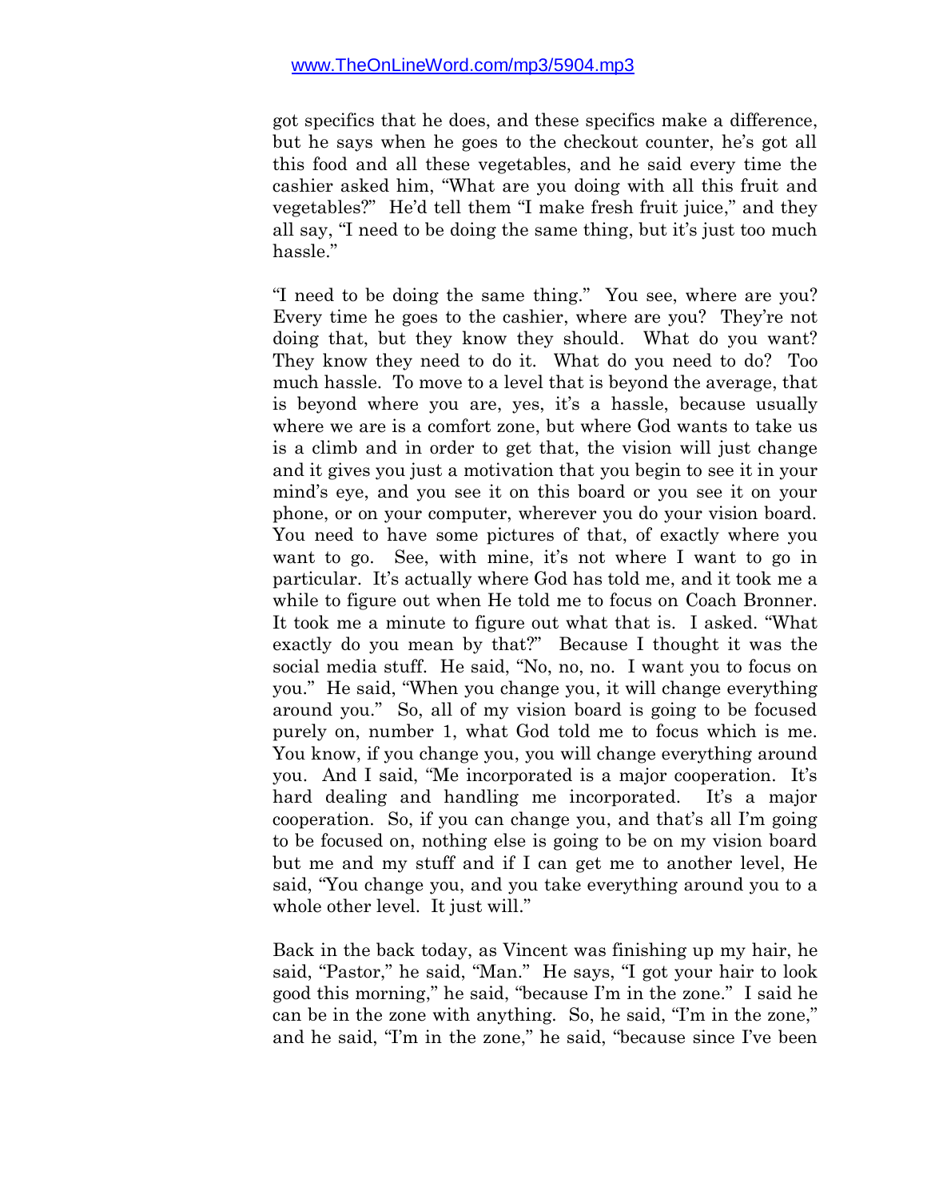got specifics that he does, and these specifics make a difference, but he says when he goes to the checkout counter, he's got all this food and all these vegetables, and he said every time the cashier asked him, "What are you doing with all this fruit and vegetables?" He'd tell them "I make fresh fruit juice," and they all say, "I need to be doing the same thing, but it's just too much hassle."

"I need to be doing the same thing." You see, where are you? Every time he goes to the cashier, where are you? They're not doing that, but they know they should. What do you want? They know they need to do it. What do you need to do? Too much hassle. To move to a level that is beyond the average, that is beyond where you are, yes, it's a hassle, because usually where we are is a comfort zone, but where God wants to take us is a climb and in order to get that, the vision will just change and it gives you just a motivation that you begin to see it in your mind's eye, and you see it on this board or you see it on your phone, or on your computer, wherever you do your vision board. You need to have some pictures of that, of exactly where you want to go. See, with mine, it's not where I want to go in particular. It's actually where God has told me, and it took me a while to figure out when He told me to focus on Coach Bronner. It took me a minute to figure out what that is. I asked. "What exactly do you mean by that?" Because I thought it was the social media stuff. He said, "No, no, no. I want you to focus on you." He said, "When you change you, it will change everything around you." So, all of my vision board is going to be focused purely on, number 1, what God told me to focus which is me. You know, if you change you, you will change everything around you. And I said, "Me incorporated is a major cooperation. It's hard dealing and handling me incorporated. It's a major cooperation. So, if you can change you, and that's all I'm going to be focused on, nothing else is going to be on my vision board but me and my stuff and if I can get me to another level, He said, "You change you, and you take everything around you to a whole other level. It just will."

Back in the back today, as Vincent was finishing up my hair, he said, "Pastor," he said, "Man." He says, "I got your hair to look good this morning," he said, "because I'm in the zone." I said he can be in the zone with anything. So, he said, "I'm in the zone," and he said, "I'm in the zone," he said, "because since I've been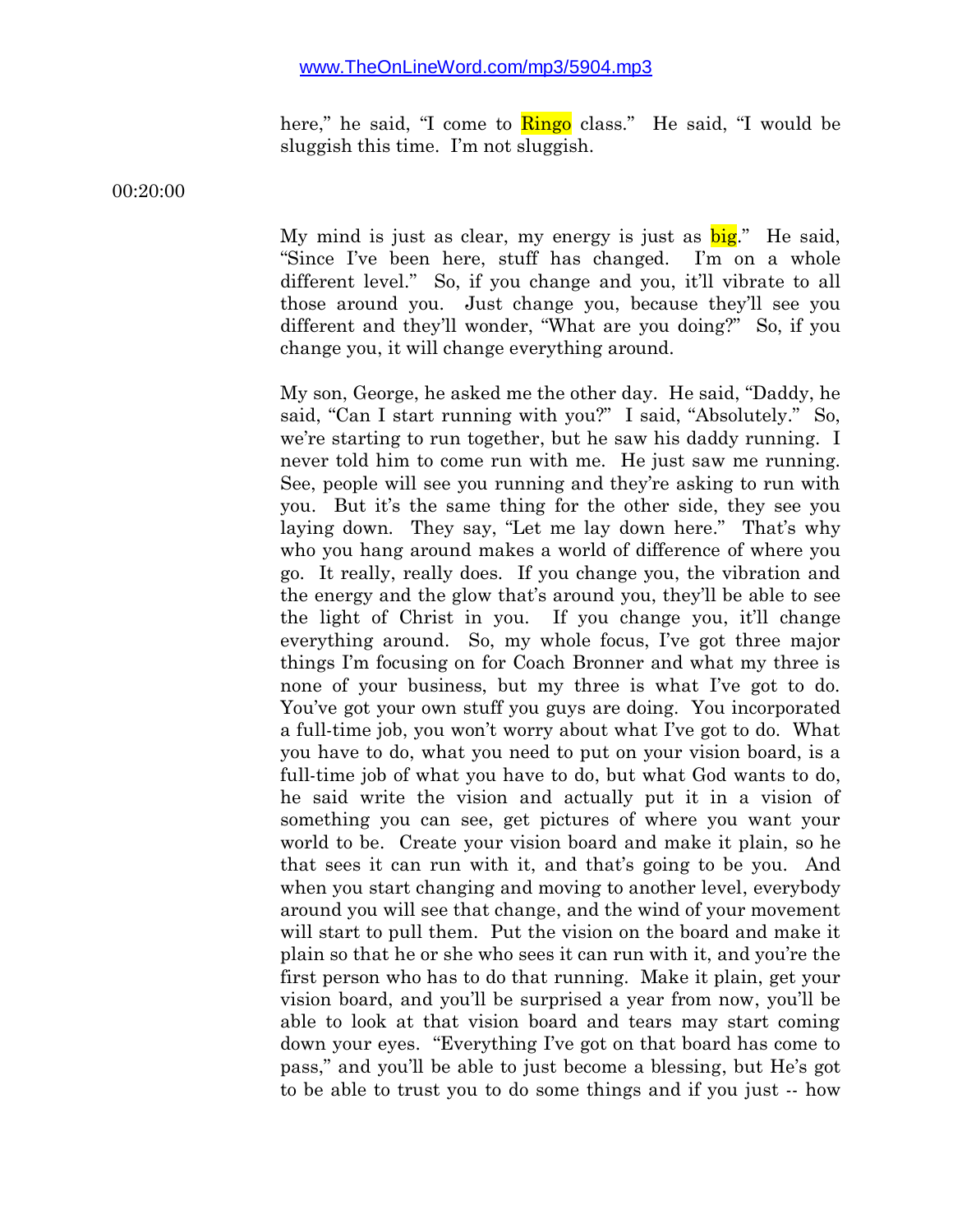here," he said, "I come to Ringo class." He said, "I would be sluggish this time. I'm not sluggish.

00:20:00

My mind is just as clear, my energy is just as big." He said, "Since I've been here, stuff has changed. I'm on a whole different level." So, if you change and you, it'll vibrate to all those around you. Just change you, because they'll see you different and they'll wonder, "What are you doing?" So, if you change you, it will change everything around.

My son, George, he asked me the other day. He said, "Daddy, he said, "Can I start running with you?" I said, "Absolutely." So, we're starting to run together, but he saw his daddy running. I never told him to come run with me. He just saw me running. See, people will see you running and they're asking to run with you. But it's the same thing for the other side, they see you laying down. They say, "Let me lay down here." That's why who you hang around makes a world of difference of where you go. It really, really does. If you change you, the vibration and the energy and the glow that's around you, they'll be able to see the light of Christ in you. If you change you, it'll change everything around. So, my whole focus, I've got three major things I'm focusing on for Coach Bronner and what my three is none of your business, but my three is what I've got to do. You've got your own stuff you guys are doing. You incorporated a full-time job, you won't worry about what I've got to do. What you have to do, what you need to put on your vision board, is a full-time job of what you have to do, but what God wants to do, he said write the vision and actually put it in a vision of something you can see, get pictures of where you want your world to be. Create your vision board and make it plain, so he that sees it can run with it, and that's going to be you. And when you start changing and moving to another level, everybody around you will see that change, and the wind of your movement will start to pull them. Put the vision on the board and make it plain so that he or she who sees it can run with it, and you're the first person who has to do that running. Make it plain, get your vision board, and you'll be surprised a year from now, you'll be able to look at that vision board and tears may start coming down your eyes. "Everything I've got on that board has come to pass," and you'll be able to just become a blessing, but He's got to be able to trust you to do some things and if you just -- how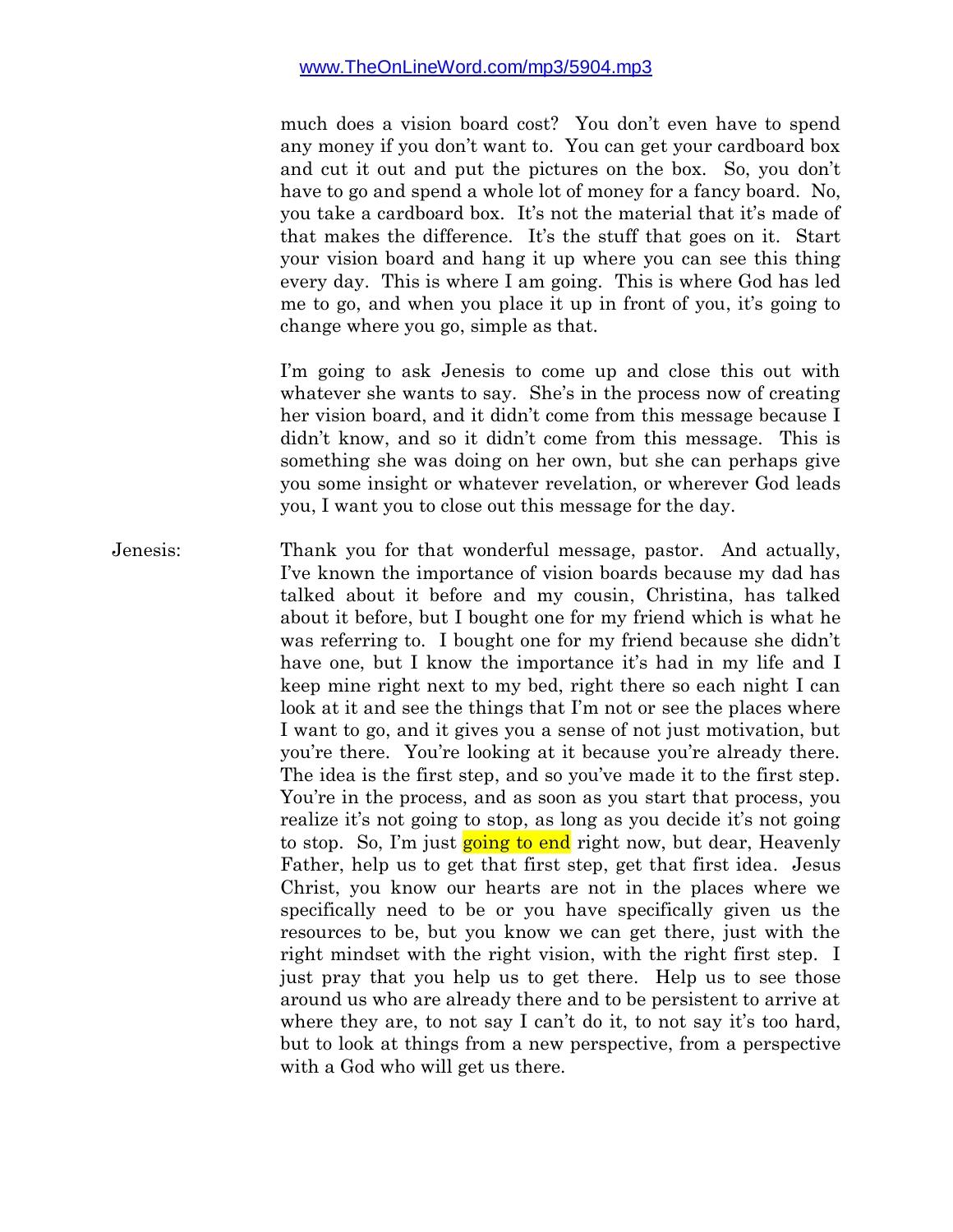much does a vision board cost? You don't even have to spend any money if you don't want to. You can get your cardboard box and cut it out and put the pictures on the box. So, you don't have to go and spend a whole lot of money for a fancy board. No, you take a cardboard box. It's not the material that it's made of that makes the difference. It's the stuff that goes on it. Start your vision board and hang it up where you can see this thing every day. This is where I am going. This is where God has led me to go, and when you place it up in front of you, it's going to change where you go, simple as that.

I'm going to ask Jenesis to come up and close this out with whatever she wants to say. She's in the process now of creating her vision board, and it didn't come from this message because I didn't know, and so it didn't come from this message. This is something she was doing on her own, but she can perhaps give you some insight or whatever revelation, or wherever God leads you, I want you to close out this message for the day.

Jenesis: Thank you for that wonderful message, pastor. And actually, I've known the importance of vision boards because my dad has talked about it before and my cousin, Christina, has talked about it before, but I bought one for my friend which is what he was referring to. I bought one for my friend because she didn't have one, but I know the importance it's had in my life and I keep mine right next to my bed, right there so each night I can look at it and see the things that I'm not or see the places where I want to go, and it gives you a sense of not just motivation, but you're there. You're looking at it because you're already there. The idea is the first step, and so you've made it to the first step. You're in the process, and as soon as you start that process, you realize it's not going to stop, as long as you decide it's not going to stop. So, I'm just going to end right now, but dear, Heavenly Father, help us to get that first step, get that first idea. Jesus Christ, you know our hearts are not in the places where we specifically need to be or you have specifically given us the resources to be, but you know we can get there, just with the right mindset with the right vision, with the right first step. I just pray that you help us to get there. Help us to see those around us who are already there and to be persistent to arrive at where they are, to not say I can't do it, to not say it's too hard, but to look at things from a new perspective, from a perspective with a God who will get us there.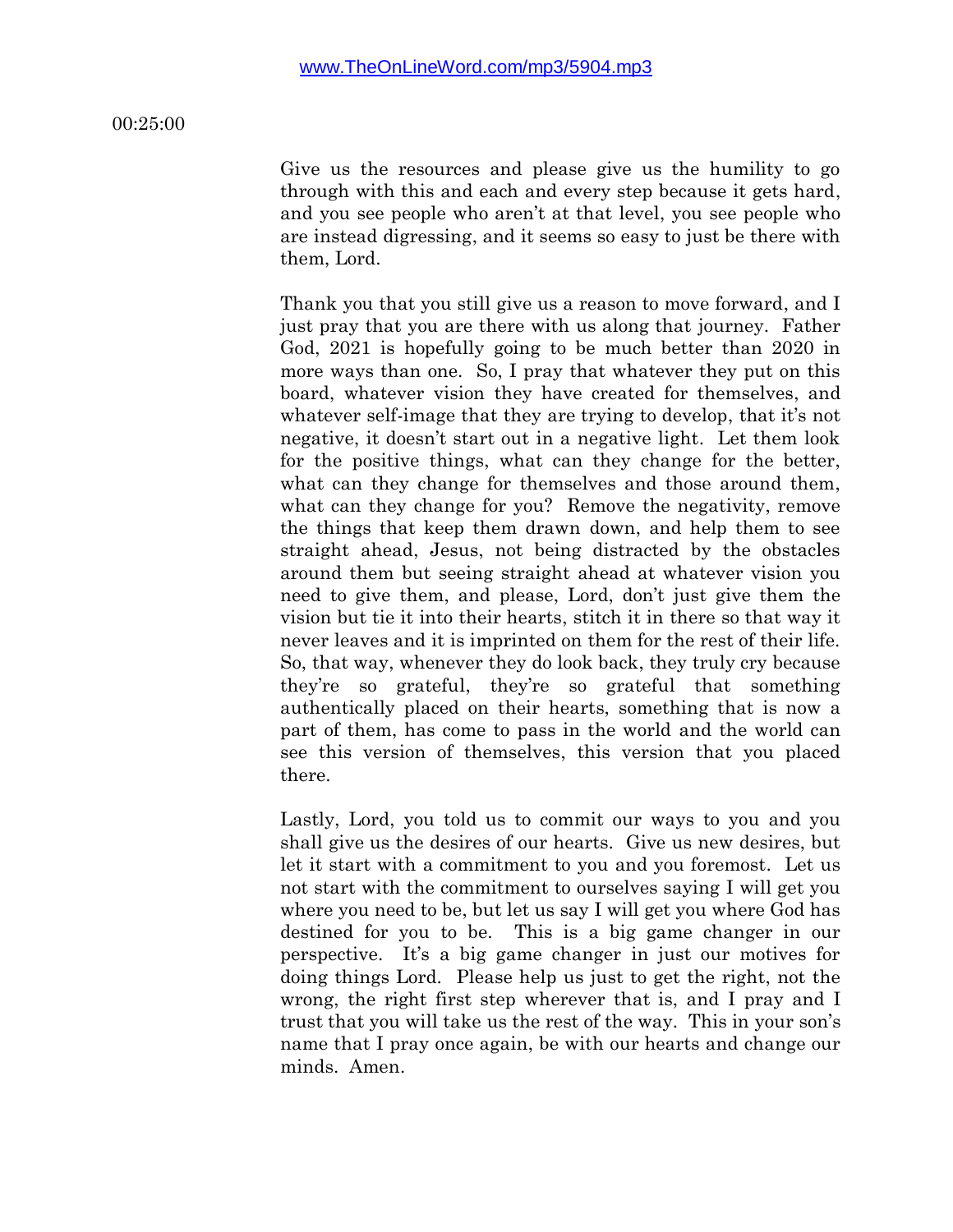00:25:00

Give us the resources and please give us the humility to go through with this and each and every step because it gets hard, and you see people who aren't at that level, you see people who are instead digressing, and it seems so easy to just be there with them, Lord.

Thank you that you still give us a reason to move forward, and I just pray that you are there with us along that journey. Father God, 2021 is hopefully going to be much better than 2020 in more ways than one. So, I pray that whatever they put on this board, whatever vision they have created for themselves, and whatever self-image that they are trying to develop, that it's not negative, it doesn't start out in a negative light. Let them look for the positive things, what can they change for the better, what can they change for themselves and those around them, what can they change for you? Remove the negativity, remove the things that keep them drawn down, and help them to see straight ahead, Jesus, not being distracted by the obstacles around them but seeing straight ahead at whatever vision you need to give them, and please, Lord, don't just give them the vision but tie it into their hearts, stitch it in there so that way it never leaves and it is imprinted on them for the rest of their life. So, that way, whenever they do look back, they truly cry because they're so grateful, they're so grateful that something authentically placed on their hearts, something that is now a part of them, has come to pass in the world and the world can see this version of themselves, this version that you placed there.

Lastly, Lord, you told us to commit our ways to you and you shall give us the desires of our hearts. Give us new desires, but let it start with a commitment to you and you foremost. Let us not start with the commitment to ourselves saying I will get you where you need to be, but let us say I will get you where God has destined for you to be. This is a big game changer in our perspective. It's a big game changer in just our motives for doing things Lord. Please help us just to get the right, not the wrong, the right first step wherever that is, and I pray and I trust that you will take us the rest of the way. This in your son's name that I pray once again, be with our hearts and change our minds. Amen.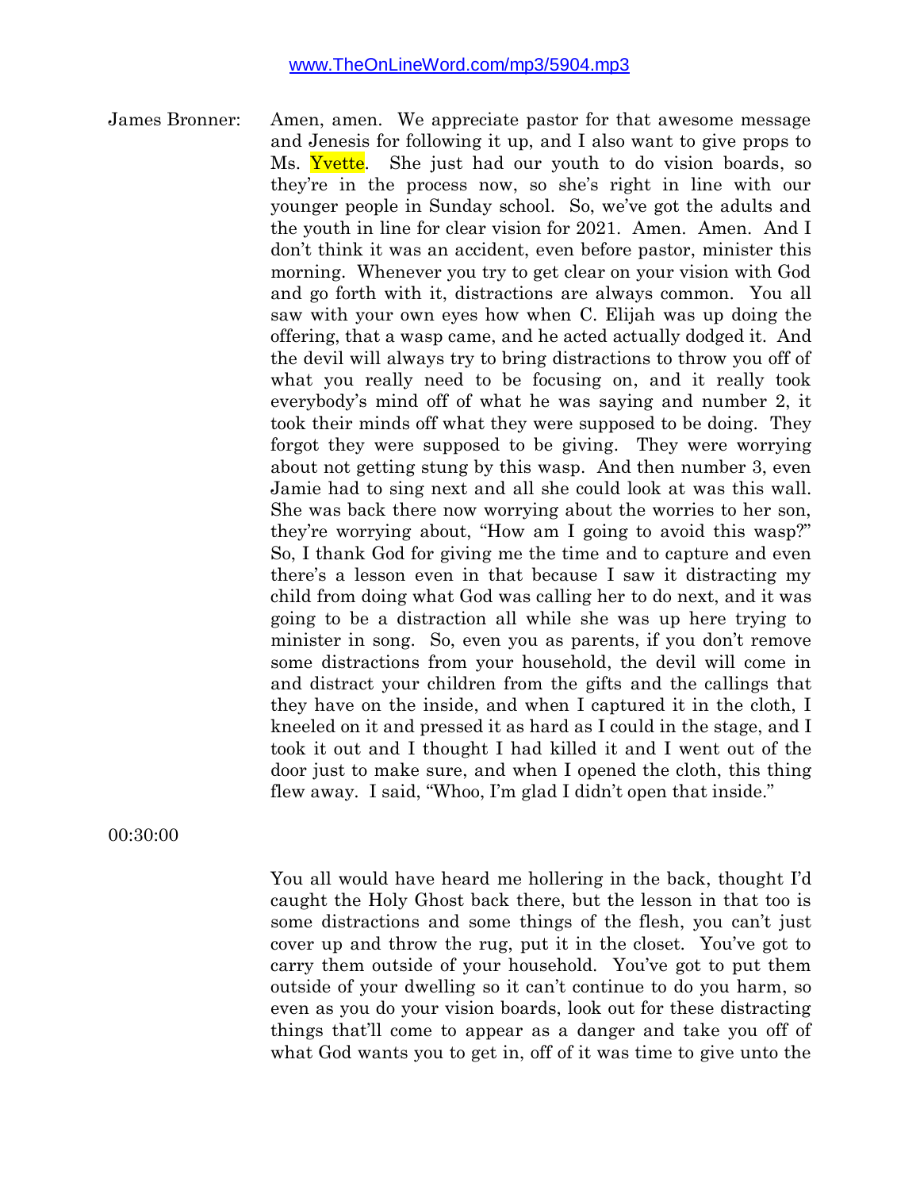www.TheOnLineWord.com/mp3/5904.mp3

James Bronner: Amen, amen. We appreciate pastor for that awesome message and Jenesis for following it up, and I also want to give props to Ms. Yvette. She just had our youth to do vision boards, so they're in the process now, so she's right in line with our younger people in Sunday school. So, we've got the adults and the youth in line for clear vision for 2021. Amen. Amen. And I don't think it was an accident, even before pastor, minister this morning. Whenever you try to get clear on your vision with God and go forth with it, distractions are always common. You all saw with your own eyes how when C. Elijah was up doing the offering, that a wasp came, and he acted actually dodged it. And the devil will always try to bring distractions to throw you off of what you really need to be focusing on, and it really took everybody's mind off of what he was saying and number 2, it took their minds off what they were supposed to be doing. They forgot they were supposed to be giving. They were worrying about not getting stung by this wasp. And then number 3, even Jamie had to sing next and all she could look at was this wall. She was back there now worrying about the worries to her son, they're worrying about, "How am I going to avoid this wasp?" So, I thank God for giving me the time and to capture and even there's a lesson even in that because I saw it distracting my child from doing what God was calling her to do next, and it was going to be a distraction all while she was up here trying to minister in song. So, even you as parents, if you don't remove some distractions from your household, the devil will come in and distract your children from the gifts and the callings that they have on the inside, and when I captured it in the cloth, I kneeled on it and pressed it as hard as I could in the stage, and I took it out and I thought I had killed it and I went out of the door just to make sure, and when I opened the cloth, this thing flew away. I said, "Whoo, I'm glad I didn't open that inside."

00:30:00

You all would have heard me hollering in the back, thought I'd caught the Holy Ghost back there, but the lesson in that too is some distractions and some things of the flesh, you can't just cover up and throw the rug, put it in the closet. You've got to carry them outside of your household. You've got to put them outside of your dwelling so it can't continue to do you harm, so even as you do your vision boards, look out for these distracting things that'll come to appear as a danger and take you off of what God wants you to get in, off of it was time to give unto the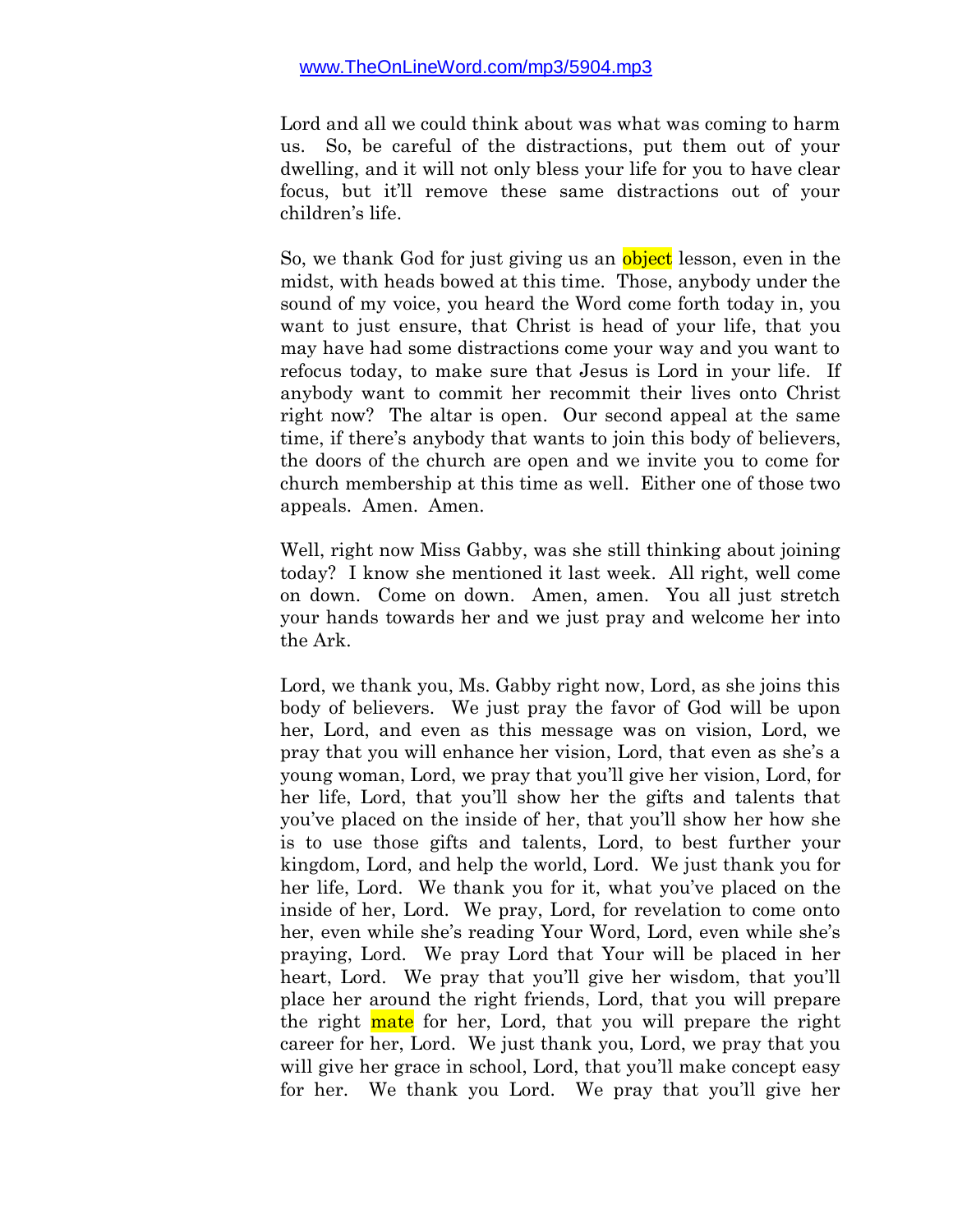Lord and all we could think about was what was coming to harm us. So, be careful of the distractions, put them out of your dwelling, and it will not only bless your life for you to have clear focus, but it'll remove these same distractions out of your children's life.

So, we thank God for just giving us an object lesson, even in the midst, with heads bowed at this time. Those, anybody under the sound of my voice, you heard the Word come forth today in, you want to just ensure, that Christ is head of your life, that you may have had some distractions come your way and you want to refocus today, to make sure that Jesus is Lord in your life. If anybody want to commit her recommit their lives onto Christ right now? The altar is open. Our second appeal at the same time, if there's anybody that wants to join this body of believers, the doors of the church are open and we invite you to come for church membership at this time as well. Either one of those two appeals. Amen. Amen.

Well, right now Miss Gabby, was she still thinking about joining today? I know she mentioned it last week. All right, well come on down. Come on down. Amen, amen. You all just stretch your hands towards her and we just pray and welcome her into the Ark.

Lord, we thank you, Ms. Gabby right now, Lord, as she joins this body of believers. We just pray the favor of God will be upon her, Lord, and even as this message was on vision, Lord, we pray that you will enhance her vision, Lord, that even as she's a young woman, Lord, we pray that you'll give her vision, Lord, for her life, Lord, that you'll show her the gifts and talents that you've placed on the inside of her, that you'll show her how she is to use those gifts and talents, Lord, to best further your kingdom, Lord, and help the world, Lord. We just thank you for her life, Lord. We thank you for it, what you've placed on the inside of her, Lord. We pray, Lord, for revelation to come onto her, even while she's reading Your Word, Lord, even while she's praying, Lord. We pray Lord that Your will be placed in her heart, Lord. We pray that you'll give her wisdom, that you'll place her around the right friends, Lord, that you will prepare the right mate for her, Lord, that you will prepare the right career for her, Lord. We just thank you, Lord, we pray that you will give her grace in school, Lord, that you'll make concept easy for her. We thank you Lord. We pray that you'll give her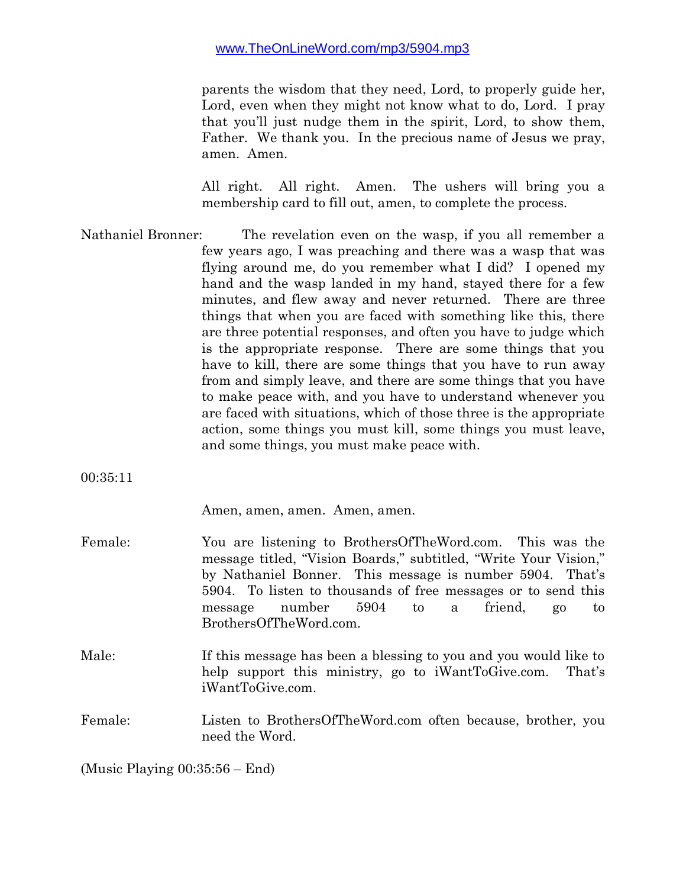parents the wisdom that they need, Lord, to properly guide her, Lord, even when they might not know what to do, Lord. I pray that you'll just nudge them in the spirit, Lord, to show them, Father. We thank you. In the precious name of Jesus we pray, amen. Amen.

All right. All right. Amen. The ushers will bring you a membership card to fill out, amen, to complete the process.

Nathaniel Bronner: The revelation even on the wasp, if you all remember a few years ago, I was preaching and there was a wasp that was flying around me, do you remember what I did? I opened my hand and the wasp landed in my hand, stayed there for a few minutes, and flew away and never returned. There are three things that when you are faced with something like this, there are three potential responses, and often you have to judge which is the appropriate response. There are some things that you have to kill, there are some things that you have to run away from and simply leave, and there are some things that you have to make peace with, and you have to understand whenever you are faced with situations, which of those three is the appropriate action, some things you must kill, some things you must leave, and some things, you must make peace with.

00:35:11

Amen, amen, amen. Amen, amen.

Female: You are listening to BrothersOfTheWord.com. This was the message titled, "Vision Boards," subtitled, "Write Your Vision," by Nathaniel Bonner. This message is number 5904. That's 5904. To listen to thousands of free messages or to send this message number 5904 to a friend, go to BrothersOfTheWord.com.

Male: If this message has been a blessing to you and you would like to help support this ministry, go to iWantToGive.com. That's iWantToGive.com.

Female: Listen to BrothersOfTheWord.com often because, brother, you need the Word.

(Music Playing 00:35:56 – End)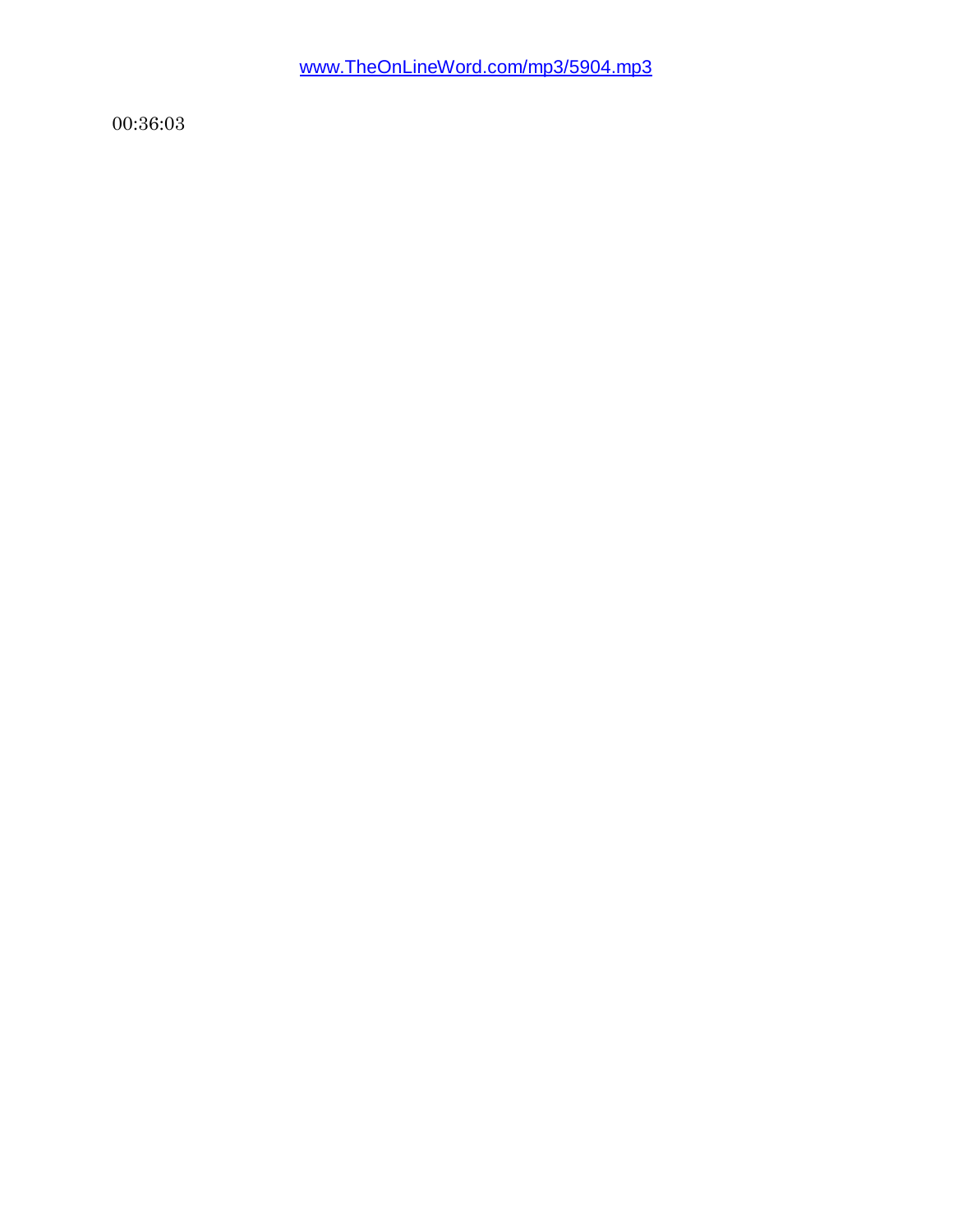www.TheOnLineWord.com/mp3/5904.mp3

00:36:03